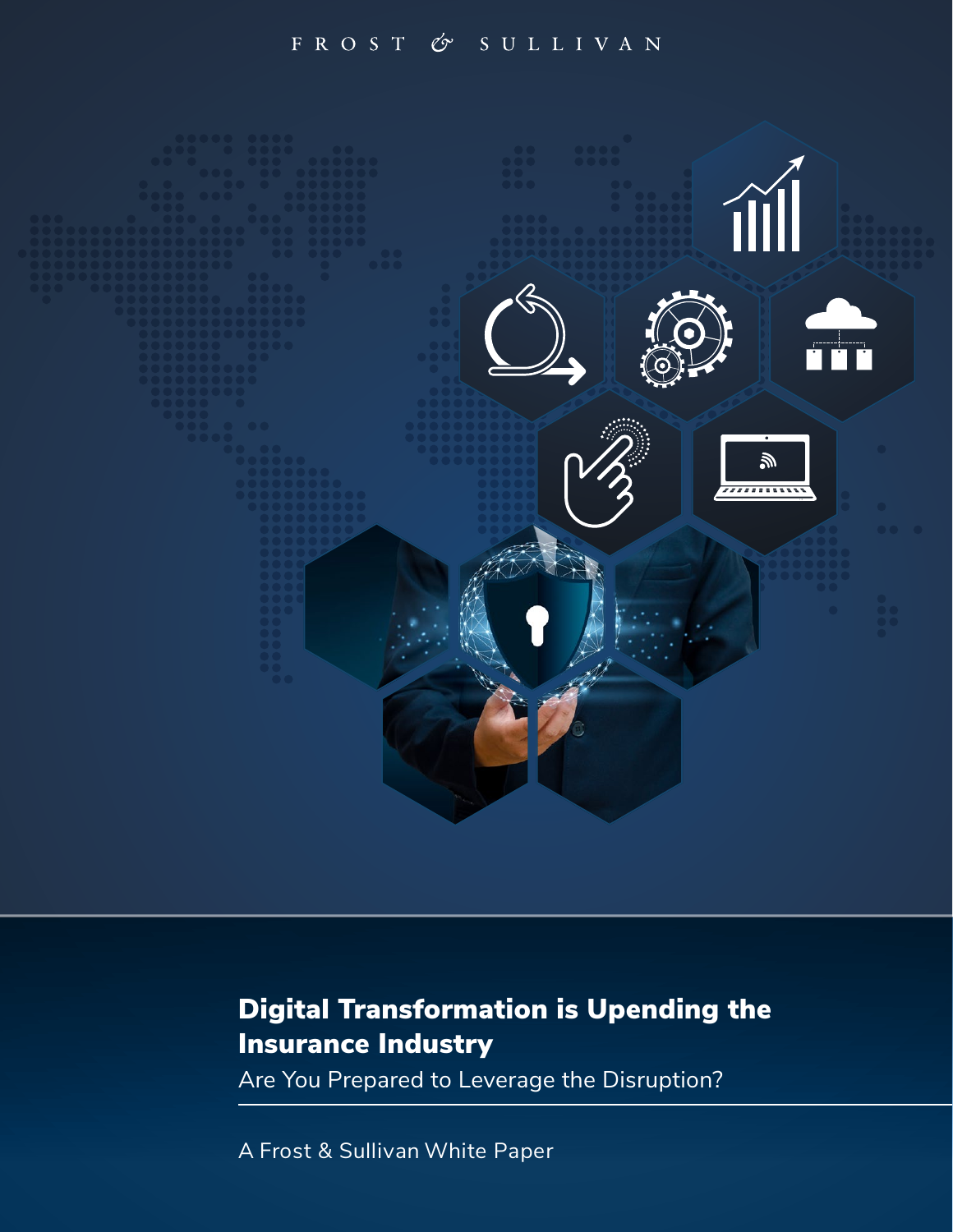FROST & SULLIVAN

# Digital Transformation is Upending the Insurance Industry

Are You Prepared to Leverage the Disruption?

A Frost & Sullivan White Paper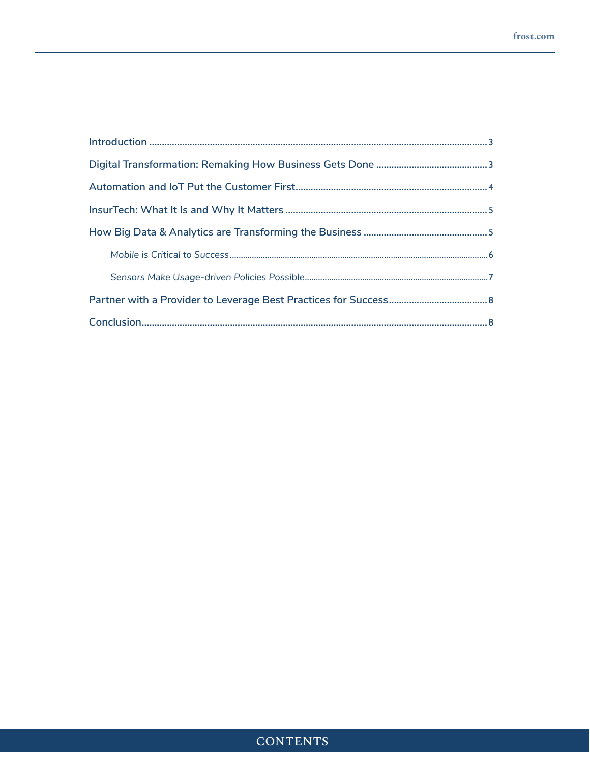# CONTENTS

Introduction ... 3

Digital Transformation: Remaking How Business Gets Done ... 3

Automation and IoT Put the Customer First ... 4

InsurTech: What It Is and Why It Matters ... 5

How Big Data & Analytics are Transforming the Business ... 5

- *Mobile is Critical to Success* ... 6
- *Sensors Make Usage-driven Policies Possible* ... 7

Partner with a Provider to Leverage Best Practices for Success ... 8

Conclusion ... 8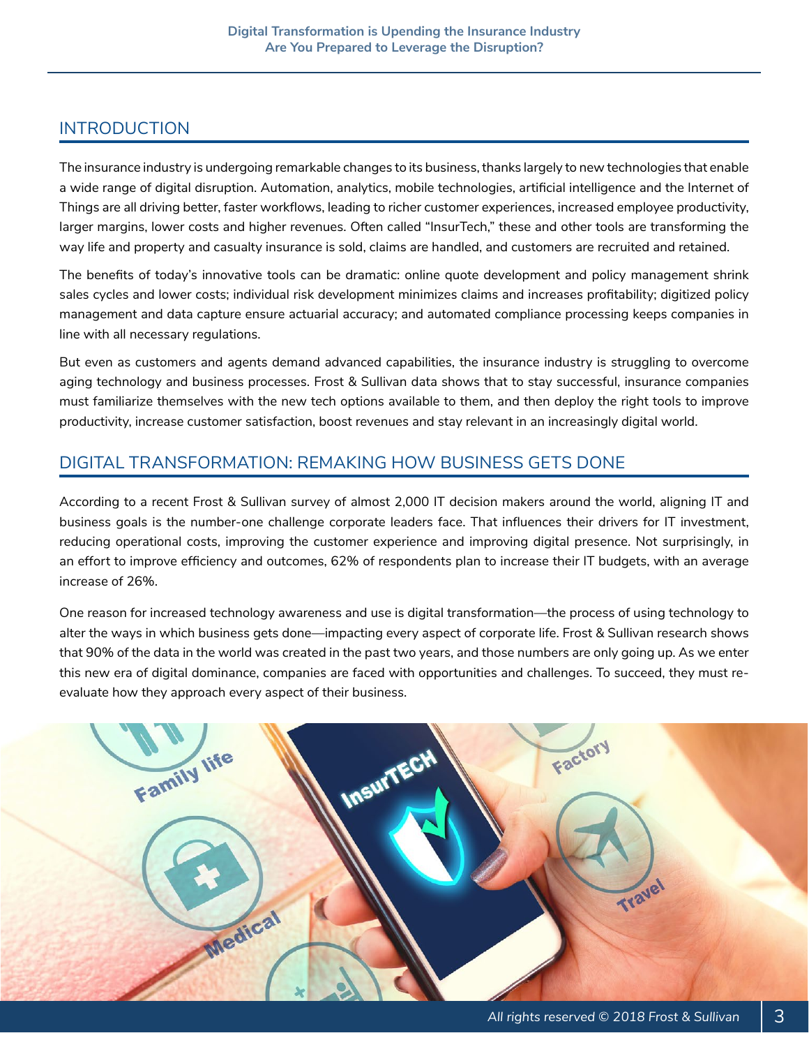## INTRODUCTION

The insurance industry is undergoing remarkable changes to its business, thanks largely to new technologies that enable a wide range of digital disruption. Automation, analytics, mobile technologies, artificial intelligence and the Internet of Things are all driving better, faster workflows, leading to richer customer experiences, increased employee productivity, larger margins, lower costs and higher revenues. Often called "InsurTech," these and other tools are transforming the way life and property and casualty insurance is sold, claims are handled, and customers are recruited and retained.

The benefits of today's innovative tools can be dramatic: online quote development and policy management shrink sales cycles and lower costs; individual risk development minimizes claims and increases profitability; digitized policy management and data capture ensure actuarial accuracy; and automated compliance processing keeps companies in line with all necessary regulations.

But even as customers and agents demand advanced capabilities, the insurance industry is struggling to overcome aging technology and business processes. Frost & Sullivan data shows that to stay successful, insurance companies must familiarize themselves with the new tech options available to them, and then deploy the right tools to improve productivity, increase customer satisfaction, boost revenues and stay relevant in an increasingly digital world.

## DIGITAL TRANSFORMATION: REMAKING HOW BUSINESS GETS DONE

According to a recent Frost & Sullivan survey of almost 2,000 IT decision makers around the world, aligning IT and business goals is the number-one challenge corporate leaders face. That influences their drivers for IT investment, reducing operational costs, improving the customer experience and improving digital presence. Not surprisingly, in an effort to improve efficiency and outcomes, 62% of respondents plan to increase their IT budgets, with an average increase of 26%.

One reason for increased technology awareness and use is digital transformation—the process of using technology to alter the ways in which business gets done—impacting every aspect of corporate life. Frost & Sullivan research shows that 90% of the data in the world was created in the past two years, and those numbers are only going up. As we enter this new era of digital dominance, companies are faced with opportunities and challenges. To succeed, they must re-evaluate how they approach every aspect of their business.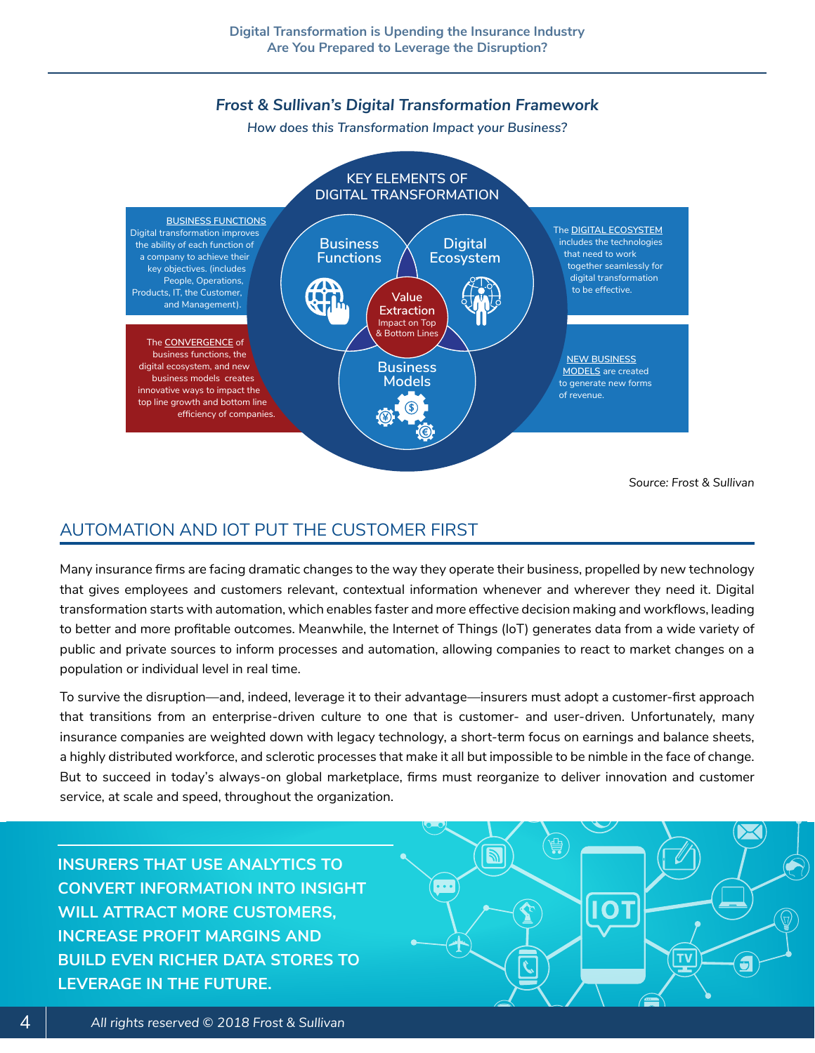### *Frost & Sullivan's Digital Transformation Framework*

*How does this Transformation Impact your Business?*

KEY ELEMENTS OF DIGITAL TRANSFORMATION

BUSINESS FUNCTIONS
Digital transformation improves the ability of each function of a company to achieve their key objectives. (includes People, Operations, Products, IT, the Customer, and Management).

The DIGITAL ECOSYSTEM includes the technologies that need to work together seamlessly for digital transformation to be effective.

The CONVERGENCE of business functions, the digital ecosystem, and new business models creates innovative ways to impact the top line growth and bottom line efficiency of companies.

NEW BUSINESS MODELS are created to generate new forms of revenue.

Business Functions

Digital Ecosystem

Value Extraction
Impact on Top & Bottom Lines

Business Models

*Source: Frost & Sullivan*

## AUTOMATION AND IOT PUT THE CUSTOMER FIRST

Many insurance firms are facing dramatic changes to the way they operate their business, propelled by new technology that gives employees and customers relevant, contextual information whenever and wherever they need it. Digital transformation starts with automation, which enables faster and more effective decision making and workflows, leading to better and more profitable outcomes. Meanwhile, the Internet of Things (IoT) generates data from a wide variety of public and private sources to inform processes and automation, allowing companies to react to market changes on a population or individual level in real time.

To survive the disruption—and, indeed, leverage it to their advantage—insurers must adopt a customer-first approach that transitions from an enterprise-driven culture to one that is customer- and user-driven. Unfortunately, many insurance companies are weighted down with legacy technology, a short-term focus on earnings and balance sheets, a highly distributed workforce, and sclerotic processes that make it all but impossible to be nimble in the face of change. But to succeed in today's always-on global marketplace, firms must reorganize to deliver innovation and customer service, at scale and speed, throughout the organization.

**INSURERS THAT USE ANALYTICS TO CONVERT INFORMATION INTO INSIGHT WILL ATTRACT MORE CUSTOMERS, INCREASE PROFIT MARGINS AND BUILD EVEN RICHER DATA STORES TO LEVERAGE IN THE FUTURE.**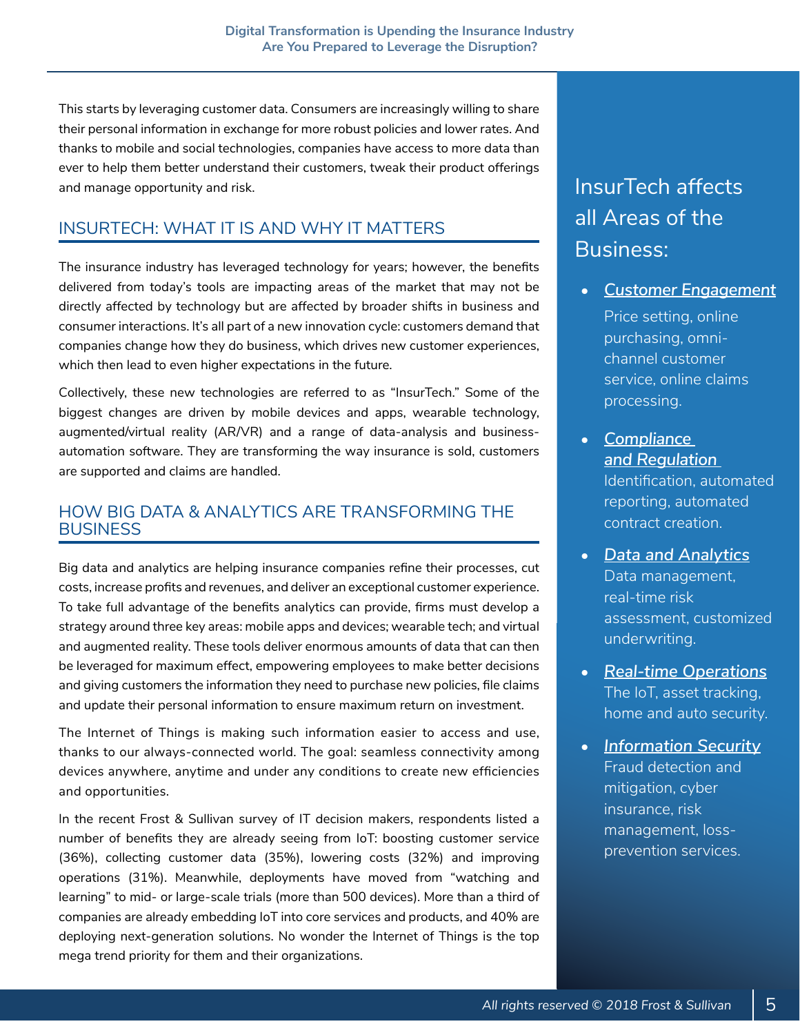This starts by leveraging customer data. Consumers are increasingly willing to share their personal information in exchange for more robust policies and lower rates. And thanks to mobile and social technologies, companies have access to more data than ever to help them better understand their customers, tweak their product offerings and manage opportunity and risk.

## INSURTECH: WHAT IT IS AND WHY IT MATTERS

The insurance industry has leveraged technology for years; however, the benefits delivered from today's tools are impacting areas of the market that may not be directly affected by technology but are affected by broader shifts in business and consumer interactions. It's all part of a new innovation cycle: customers demand that companies change how they do business, which drives new customer experiences, which then lead to even higher expectations in the future.

Collectively, these new technologies are referred to as "InsurTech." Some of the biggest changes are driven by mobile devices and apps, wearable technology, augmented/virtual reality (AR/VR) and a range of data-analysis and business-automation software. They are transforming the way insurance is sold, customers are supported and claims are handled.

## HOW BIG DATA & ANALYTICS ARE TRANSFORMING THE BUSINESS

Big data and analytics are helping insurance companies refine their processes, cut costs, increase profits and revenues, and deliver an exceptional customer experience. To take full advantage of the benefits analytics can provide, firms must develop a strategy around three key areas: mobile apps and devices; wearable tech; and virtual and augmented reality. These tools deliver enormous amounts of data that can then be leveraged for maximum effect, empowering employees to make better decisions and giving customers the information they need to purchase new policies, file claims and update their personal information to ensure maximum return on investment.

The Internet of Things is making such information easier to access and use, thanks to our always-connected world. The goal: seamless connectivity among devices anywhere, anytime and under any conditions to create new efficiencies and opportunities.

In the recent Frost & Sullivan survey of IT decision makers, respondents listed a number of benefits they are already seeing from IoT: boosting customer service (36%), collecting customer data (35%), lowering costs (32%) and improving operations (31%). Meanwhile, deployments have moved from "watching and learning" to mid- or large-scale trials (more than 500 devices). More than a third of companies are already embedding IoT into core services and products, and 40% are deploying next-generation solutions. No wonder the Internet of Things is the top mega trend priority for them and their organizations.

## InsurTech affects all Areas of the Business:

- ***Customer Engagement***
  Price setting, online purchasing, omni-channel customer service, online claims processing.
- ***Compliance and Regulation***
  Identification, automated reporting, automated contract creation.
- ***Data and Analytics***
  Data management, real-time risk assessment, customized underwriting.
- ***Real-time Operations***
  The IoT, asset tracking, home and auto security.
- ***Information Security***
  Fraud detection and mitigation, cyber insurance, risk management, loss-prevention services.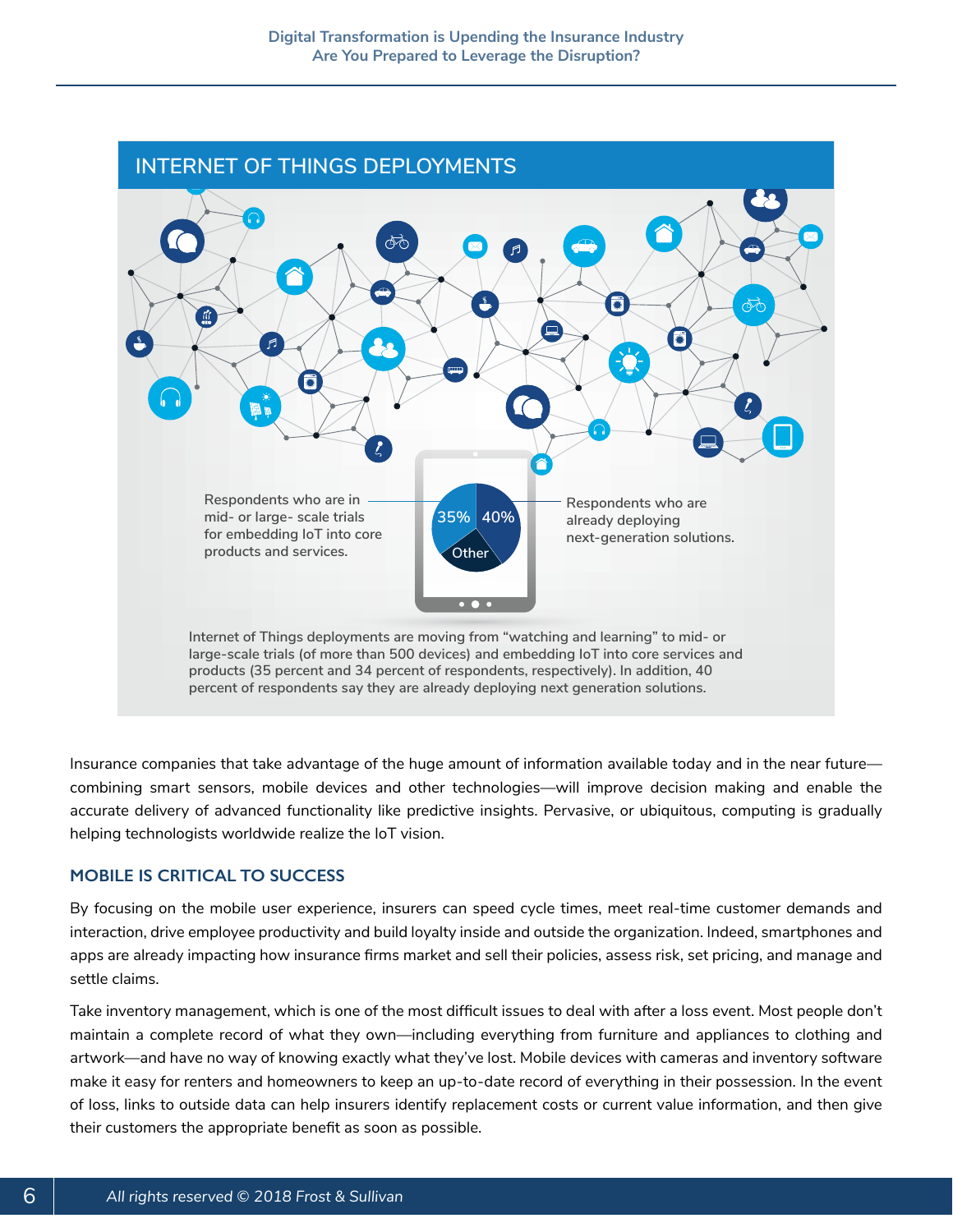## INTERNET OF THINGS DEPLOYMENTS

Respondents who are in mid- or large- scale trials for embedding IoT into core products and services.

35% 40% Other

Respondents who are already deploying next-generation solutions.

Internet of Things deployments are moving from "watching and learning" to mid- or large-scale trials (of more than 500 devices) and embedding IoT into core services and products (35 percent and 34 percent of respondents, respectively). In addition, 40 percent of respondents say they are already deploying next generation solutions.

Insurance companies that take advantage of the huge amount of information available today and in the near future—combining smart sensors, mobile devices and other technologies—will improve decision making and enable the accurate delivery of advanced functionality like predictive insights. Pervasive, or ubiquitous, computing is gradually helping technologists worldwide realize the IoT vision.

### MOBILE IS CRITICAL TO SUCCESS

By focusing on the mobile user experience, insurers can speed cycle times, meet real-time customer demands and interaction, drive employee productivity and build loyalty inside and outside the organization. Indeed, smartphones and apps are already impacting how insurance firms market and sell their policies, assess risk, set pricing, and manage and settle claims.

Take inventory management, which is one of the most difficult issues to deal with after a loss event. Most people don't maintain a complete record of what they own—including everything from furniture and appliances to clothing and artwork—and have no way of knowing exactly what they've lost. Mobile devices with cameras and inventory software make it easy for renters and homeowners to keep an up-to-date record of everything in their possession. In the event of loss, links to outside data can help insurers identify replacement costs or current value information, and then give their customers the appropriate benefit as soon as possible.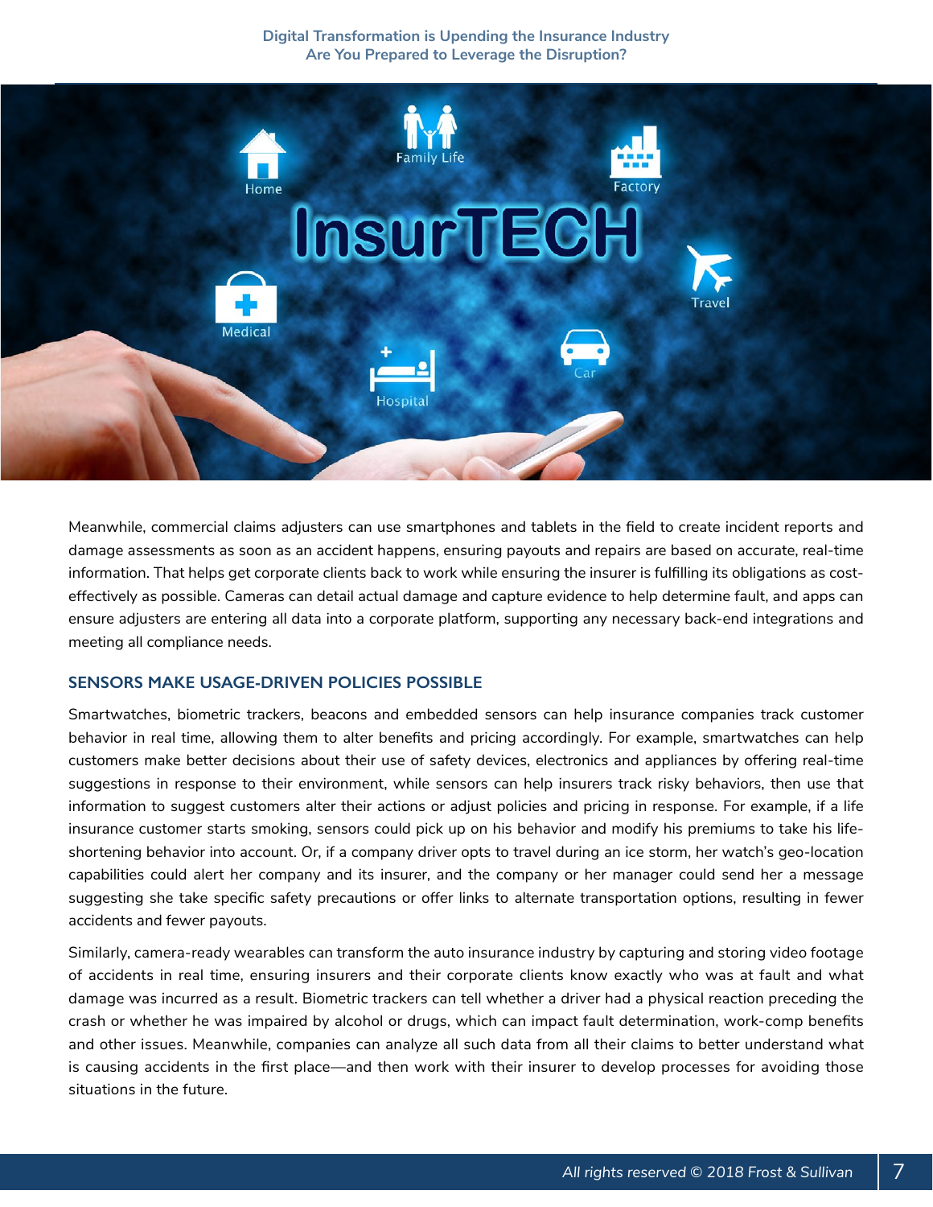Meanwhile, commercial claims adjusters can use smartphones and tablets in the field to create incident reports and damage assessments as soon as an accident happens, ensuring payouts and repairs are based on accurate, real-time information. That helps get corporate clients back to work while ensuring the insurer is fulfilling its obligations as cost-effectively as possible. Cameras can detail actual damage and capture evidence to help determine fault, and apps can ensure adjusters are entering all data into a corporate platform, supporting any necessary back-end integrations and meeting all compliance needs.

## SENSORS MAKE USAGE-DRIVEN POLICIES POSSIBLE

Smartwatches, biometric trackers, beacons and embedded sensors can help insurance companies track customer behavior in real time, allowing them to alter benefits and pricing accordingly. For example, smartwatches can help customers make better decisions about their use of safety devices, electronics and appliances by offering real-time suggestions in response to their environment, while sensors can help insurers track risky behaviors, then use that information to suggest customers alter their actions or adjust policies and pricing in response. For example, if a life insurance customer starts smoking, sensors could pick up on his behavior and modify his premiums to take his life-shortening behavior into account. Or, if a company driver opts to travel during an ice storm, her watch's geo-location capabilities could alert her company and its insurer, and the company or her manager could send her a message suggesting she take specific safety precautions or offer links to alternate transportation options, resulting in fewer accidents and fewer payouts.

Similarly, camera-ready wearables can transform the auto insurance industry by capturing and storing video footage of accidents in real time, ensuring insurers and their corporate clients know exactly who was at fault and what damage was incurred as a result. Biometric trackers can tell whether a driver had a physical reaction preceding the crash or whether he was impaired by alcohol or drugs, which can impact fault determination, work-comp benefits and other issues. Meanwhile, companies can analyze all such data from all their claims to better understand what is causing accidents in the first place—and then work with their insurer to develop processes for avoiding those situations in the future.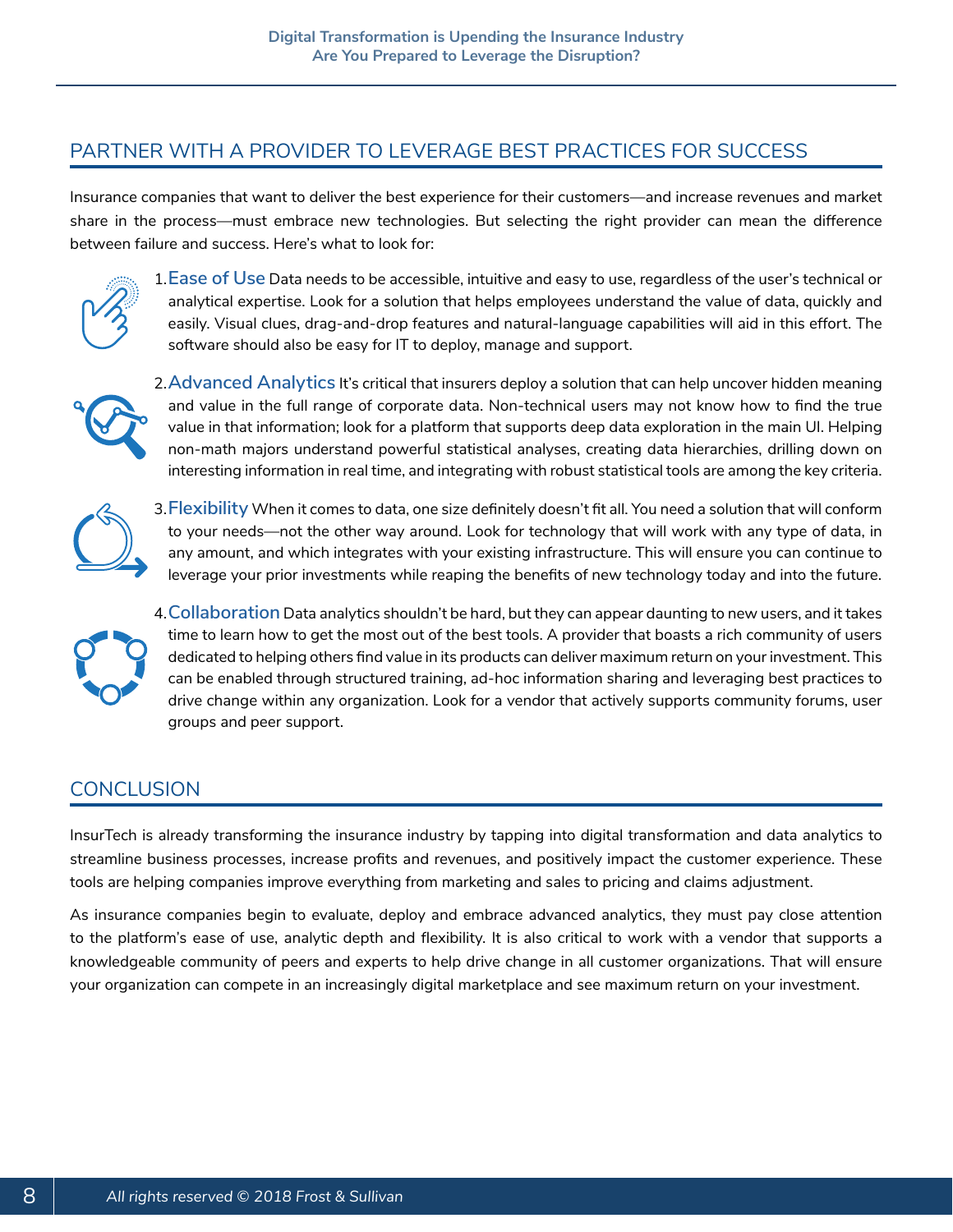## PARTNER WITH A PROVIDER TO LEVERAGE BEST PRACTICES FOR SUCCESS

Insurance companies that want to deliver the best experience for their customers—and increase revenues and market share in the process—must embrace new technologies. But selecting the right provider can mean the difference between failure and success. Here's what to look for:

1. **Ease of Use** Data needs to be accessible, intuitive and easy to use, regardless of the user's technical or analytical expertise. Look for a solution that helps employees understand the value of data, quickly and easily. Visual clues, drag-and-drop features and natural-language capabilities will aid in this effort. The software should also be easy for IT to deploy, manage and support.

2. **Advanced Analytics** It's critical that insurers deploy a solution that can help uncover hidden meaning and value in the full range of corporate data. Non-technical users may not know how to find the true value in that information; look for a platform that supports deep data exploration in the main UI. Helping non-math majors understand powerful statistical analyses, creating data hierarchies, drilling down on interesting information in real time, and integrating with robust statistical tools are among the key criteria.

3. **Flexibility** When it comes to data, one size definitely doesn't fit all. You need a solution that will conform to your needs—not the other way around. Look for technology that will work with any type of data, in any amount, and which integrates with your existing infrastructure. This will ensure you can continue to leverage your prior investments while reaping the benefits of new technology today and into the future.

4. **Collaboration** Data analytics shouldn't be hard, but they can appear daunting to new users, and it takes time to learn how to get the most out of the best tools. A provider that boasts a rich community of users dedicated to helping others find value in its products can deliver maximum return on your investment. This can be enabled through structured training, ad-hoc information sharing and leveraging best practices to drive change within any organization. Look for a vendor that actively supports community forums, user groups and peer support.

## CONCLUSION

InsurTech is already transforming the insurance industry by tapping into digital transformation and data analytics to streamline business processes, increase profits and revenues, and positively impact the customer experience. These tools are helping companies improve everything from marketing and sales to pricing and claims adjustment.

As insurance companies begin to evaluate, deploy and embrace advanced analytics, they must pay close attention to the platform's ease of use, analytic depth and flexibility. It is also critical to work with a vendor that supports a knowledgeable community of peers and experts to help drive change in all customer organizations. That will ensure your organization can compete in an increasingly digital marketplace and see maximum return on your investment.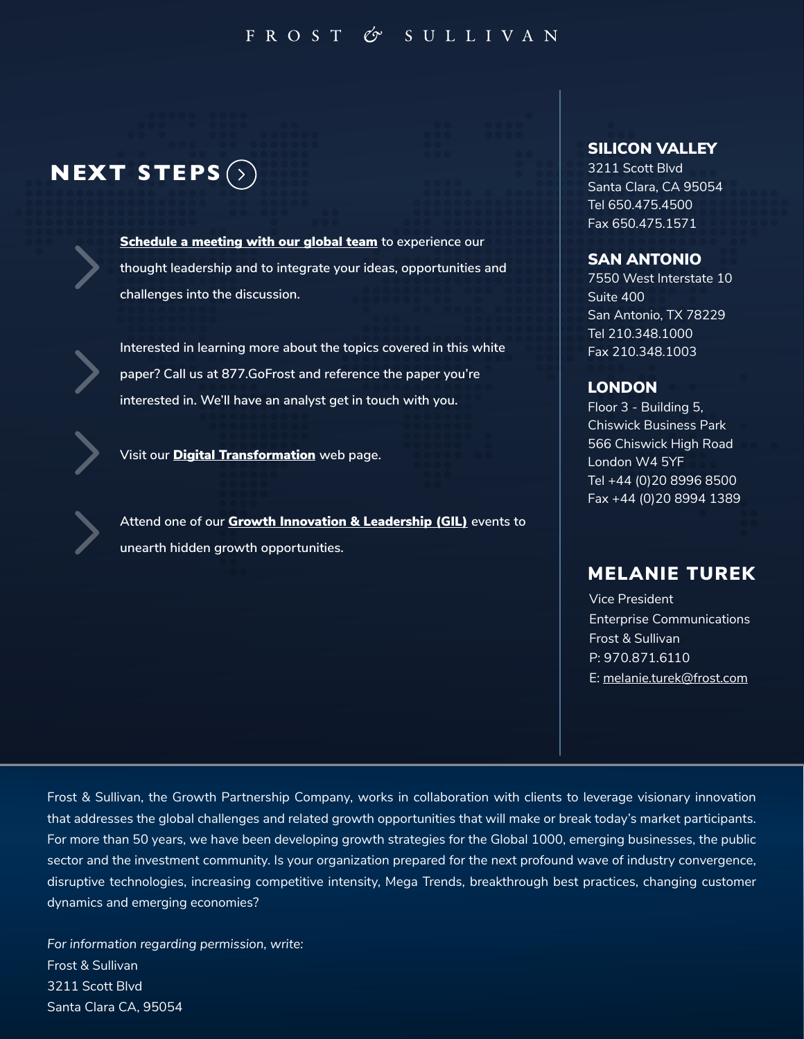# NEXT STEPS

- **Schedule a meeting with our global team** to experience our thought leadership and to integrate your ideas, opportunities and challenges into the discussion.
- Interested in learning more about the topics covered in this white paper? Call us at 877.GoFrost and reference the paper you're interested in. We'll have an analyst get in touch with you.
- Visit our **Digital Transformation** web page.
- Attend one of our **Growth Innovation & Leadership (GIL)** events to unearth hidden growth opportunities.

## SILICON VALLEY

3211 Scott Blvd
Santa Clara, CA 95054
Tel 650.475.4500
Fax 650.475.1571

## SAN ANTONIO

7550 West Interstate 10
Suite 400
San Antonio, TX 78229
Tel 210.348.1000
Fax 210.348.1003

## LONDON

Floor 3 - Building 5,
Chiswick Business Park
566 Chiswick High Road
London W4 5YF
Tel +44 (0)20 8996 8500
Fax +44 (0)20 8994 1389

## MELANIE TUREK

Vice President
Enterprise Communications
Frost & Sullivan
P: 970.871.6110
E: melanie.turek@frost.com

Frost & Sullivan, the Growth Partnership Company, works in collaboration with clients to leverage visionary innovation that addresses the global challenges and related growth opportunities that will make or break today's market participants. For more than 50 years, we have been developing growth strategies for the Global 1000, emerging businesses, the public sector and the investment community. Is your organization prepared for the next profound wave of industry convergence, disruptive technologies, increasing competitive intensity, Mega Trends, breakthrough best practices, changing customer dynamics and emerging economies?

*For information regarding permission, write:*
Frost & Sullivan
3211 Scott Blvd
Santa Clara CA, 95054